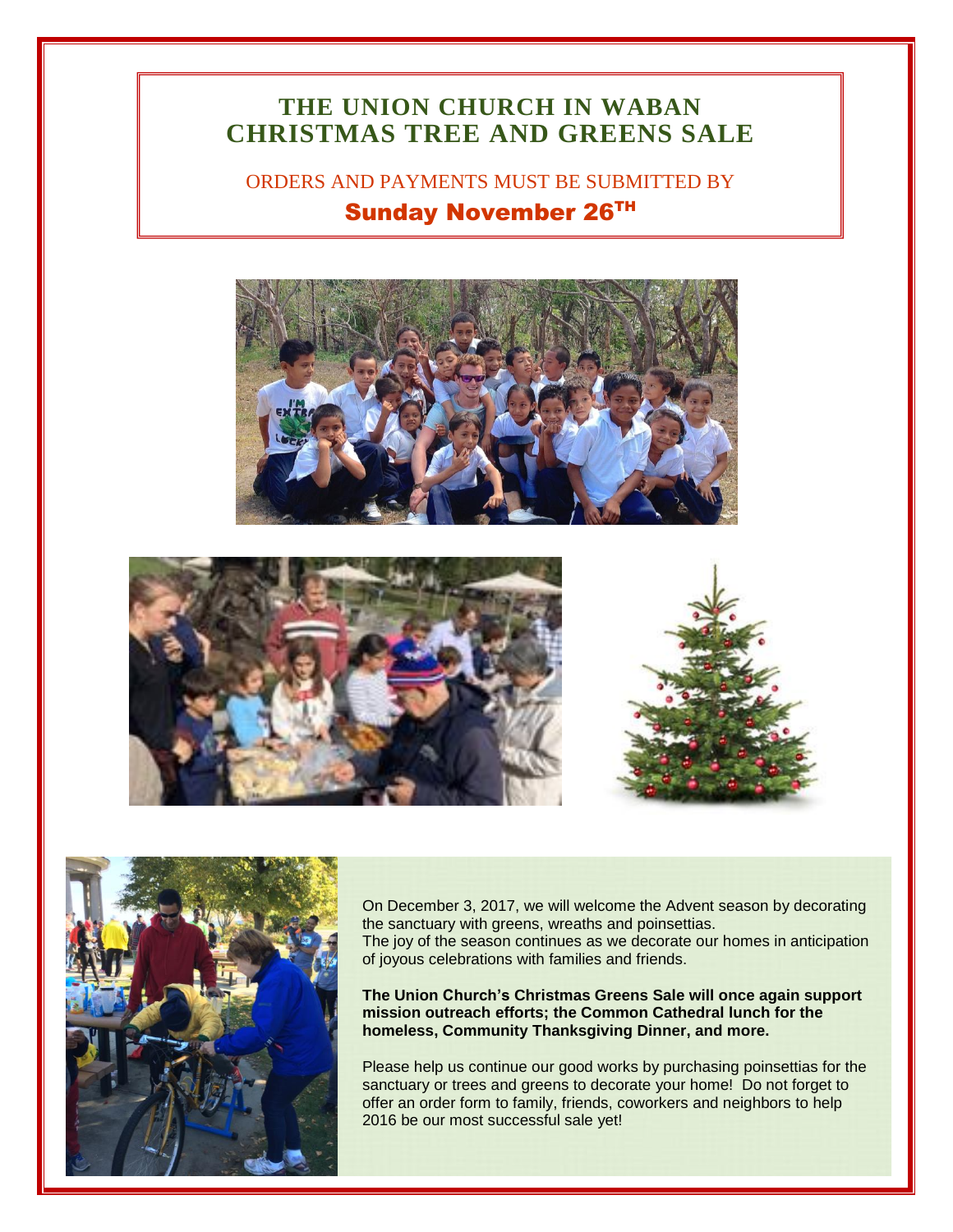# THE UNION CHURCH IN WABAN CHRISTMAS TREE AND GREENS SALE

ORDERS AND PAYMENTS MUST BE SUBMITTED BY

**Sunday November 26TH**

On December 3, 2017, we will welcome the Advent season by decorating the sanctuary with greens, wreaths and poinsettias.
The joy of the season continues as we decorate our homes in anticipation of joyous celebrations with families and friends.

**The Union Church's Christmas Greens Sale will once again support mission outreach efforts; the Common Cathedral lunch for the homeless, Community Thanksgiving Dinner, and more.**

Please help us continue our good works by purchasing poinsettias for the sanctuary or trees and greens to decorate your home! Do not forget to offer an order form to family, friends, coworkers and neighbors to help 2016 be our most successful sale yet!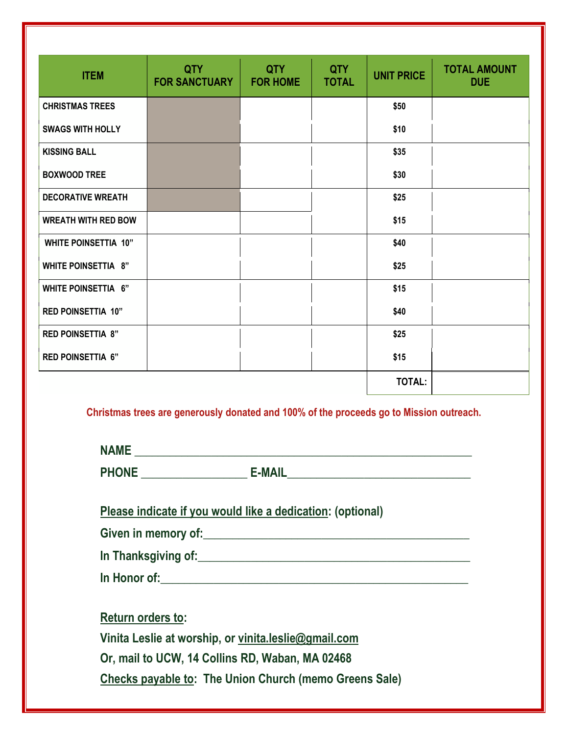| ITEM | QTY FOR SANCTUARY | QTY FOR HOME | QTY TOTAL | UNIT PRICE | TOTAL AMOUNT DUE |
|---|---|---|---|---|---|
| CHRISTMAS TREES | | | | $50 | |
| SWAGS WITH HOLLY | | | | $10 | |
| KISSING BALL | | | | $35 | |
| BOXWOOD TREE | | | | $30 | |
| DECORATIVE WREATH | | | | $25 | |
| WREATH WITH RED BOW | | | | $15 | |
| WHITE POINSETTIA 10" | | | | $40 | |
| WHITE POINSETTIA 8" | | | | $25 | |
| WHITE POINSETTIA 6" | | | | $15 | |
| RED POINSETTIA 10" | | | | $40 | |
| RED POINSETTIA 8" | | | | $25 | |
| RED POINSETTIA 6" | | | | $15 | |
| | | | | TOTAL: | |

Christmas trees are generously donated and 100% of the proceeds go to Mission outreach.

**NAME** ______________________________________________________

**PHONE** _________________ **E-MAIL**_____________________________

**Please indicate if you would like a dedication: (optional)**

**Given in memory of:**____________________________________________

**In Thanksgiving of:**____________________________________________

**In Honor of:**_________________________________________________

**Return orders to:**

**Vinita Leslie at worship, or vinita.leslie@gmail.com**

**Or, mail to UCW, 14 Collins RD, Waban, MA 02468**

**Checks payable to: The Union Church (memo Greens Sale)**